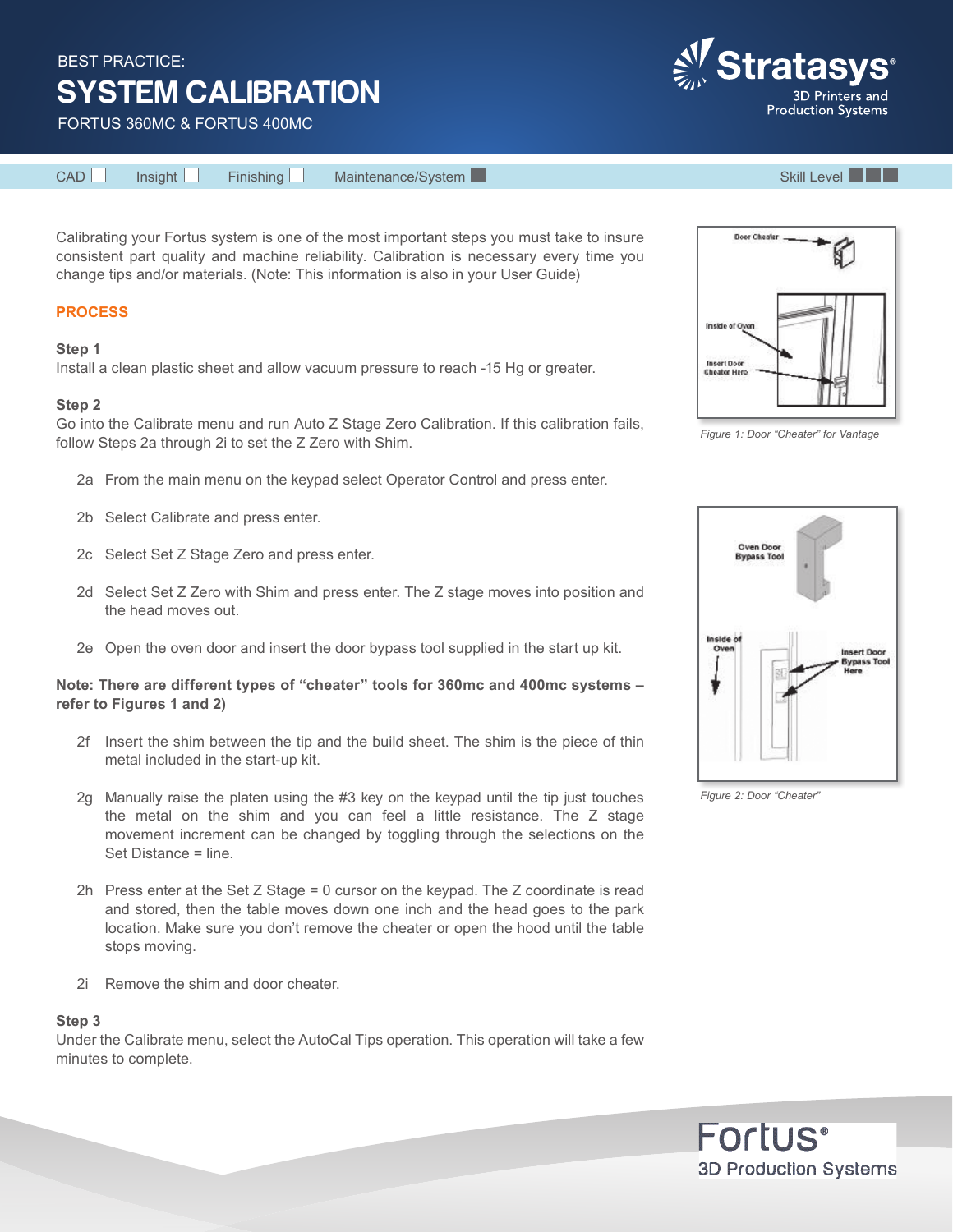BEST PRACTICE:

# SYSTEM CALIBRATION

FORTUS 360MC & FORTUS 400MC

CAD ☐ Insight ☐ Finishing ☐ Maintenance/System ■ Skill Level ■■■

Calibrating your Fortus system is one of the most important steps you must take to insure consistent part quality and machine reliability. Calibration is necessary every time you change tips and/or materials. (Note: This information is also in your User Guide)

## PROCESS

### Step 1

Install a clean plastic sheet and allow vacuum pressure to reach -15 Hg or greater.

### Step 2

Go into the Calibrate menu and run Auto Z Stage Zero Calibration. If this calibration fails, follow Steps 2a through 2i to set the Z Zero with Shim.

2a From the main menu on the keypad select Operator Control and press enter.

2b Select Calibrate and press enter.

2c Select Set Z Stage Zero and press enter.

2d Select Set Z Zero with Shim and press enter. The Z stage moves into position and the head moves out.

2e Open the oven door and insert the door bypass tool supplied in the start up kit.

**Note: There are different types of "cheater" tools for 360mc and 400mc systems – refer to Figures 1 and 2)**

2f Insert the shim between the tip and the build sheet. The shim is the piece of thin metal included in the start-up kit.

2g Manually raise the platen using the #3 key on the keypad until the tip just touches the metal on the shim and you can feel a little resistance. The Z stage movement increment can be changed by toggling through the selections on the Set Distance = line.

2h Press enter at the Set Z Stage = 0 cursor on the keypad. The Z coordinate is read and stored, then the table moves down one inch and the head goes to the park location. Make sure you don't remove the cheater or open the hood until the table stops moving.

2i Remove the shim and door cheater.

### Step 3

Under the Calibrate menu, select the AutoCal Tips operation. This operation will take a few minutes to complete.

*Figure 1: Door "Cheater" for Vantage*

*Figure 2: Door "Cheater"*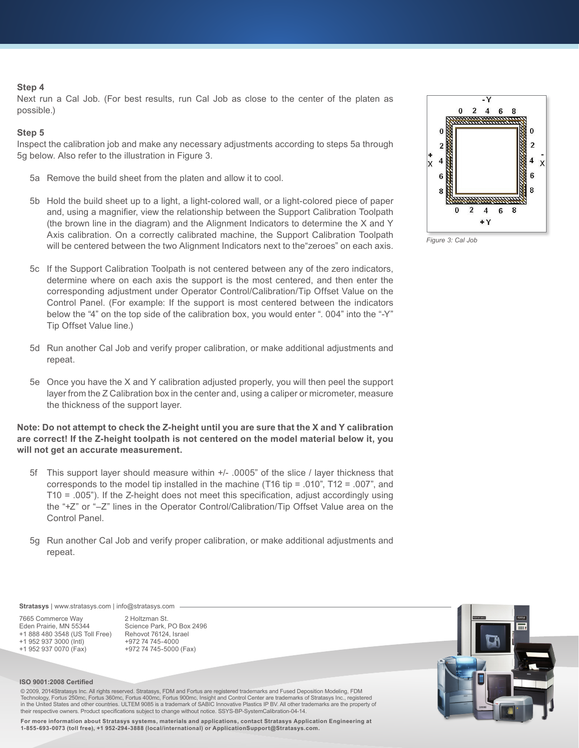**Step 4**

Next run a Cal Job. (For best results, run Cal Job as close to the center of the platen as possible.)

**Step 5**

Inspect the calibration job and make any necessary adjustments according to steps 5a through 5g below. Also refer to the illustration in Figure 3.

- Y
0 2 4 6 8
0
2
+ X 4
6
8
0
2
4 - X
6
8
0 2 4 6 8
+ Y

*Figure 3: Cal Job*

5a Remove the build sheet from the platen and allow it to cool.

5b Hold the build sheet up to a light, a light-colored wall, or a light-colored piece of paper and, using a magnifier, view the relationship between the Support Calibration Toolpath (the brown line in the diagram) and the Alignment Indicators to determine the X and Y Axis calibration. On a correctly calibrated machine, the Support Calibration Toolpath will be centered between the two Alignment Indicators next to the"zeroes" on each axis.

5c If the Support Calibration Toolpath is not centered between any of the zero indicators, determine where on each axis the support is the most centered, and then enter the corresponding adjustment under Operator Control/Calibration/Tip Offset Value on the Control Panel. (For example: If the support is most centered between the indicators below the "4" on the top side of the calibration box, you would enter ". 004" into the "-Y" Tip Offset Value line.)

5d Run another Cal Job and verify proper calibration, or make additional adjustments and repeat.

5e Once you have the X and Y calibration adjusted properly, you will then peel the support layer from the Z Calibration box in the center and, using a caliper or micrometer, measure the thickness of the support layer.

**Note: Do not attempt to check the Z-height until you are sure that the X and Y calibration are correct! If the Z-height toolpath is not centered on the model material below it, you will not get an accurate measurement.**

5f This support layer should measure within +/- .0005" of the slice / layer thickness that corresponds to the model tip installed in the machine (T16 tip = .010", T12 = .007", and T10 = .005"). If the Z-height does not meet this specification, adjust accordingly using the "+Z" or "–Z" lines in the Operator Control/Calibration/Tip Offset Value area on the Control Panel.

5g Run another Cal Job and verify proper calibration, or make additional adjustments and repeat.

**Stratasys** | www.stratasys.com | info@stratasys.com

7665 Commerce Way
Eden Prairie, MN 55344
+1 888 480 3548 (US Toll Free)
+1 952 937 3000 (Intl)
+1 952 937 0070 (Fax)

2 Holtzman St.
Science Park, PO Box 2496
Rehovot 76124, Israel
+972 74 745-4000
+972 74 745-5000 (Fax)

**ISO 9001:2008 Certified**

© 2009, 2014Stratasys Inc. All rights reserved. Stratasys, FDM and Fortus are registered trademarks and Fused Deposition Modeling, FDM Technology, Fortus 250mc, Fortus 360mc, Fortus 400mc, Fortus 900mc, Insight and Control Center are trademarks of Stratasys Inc., registered in the United States and other countries. ULTEM 9085 is a trademark of SABIC Innovative Plastics IP BV. All other trademarks are the property of their respective owners. Product specifications subject to change without notice. SSYS-BP-SystemCalibration-04-14.

**For more information about Stratasys systems, materials and applications, contact Stratasys Application Engineering at 1-855-693-0073 (toll free), +1 952-294-3888 (local/international) or ApplicationSupport@Stratasys.com.**